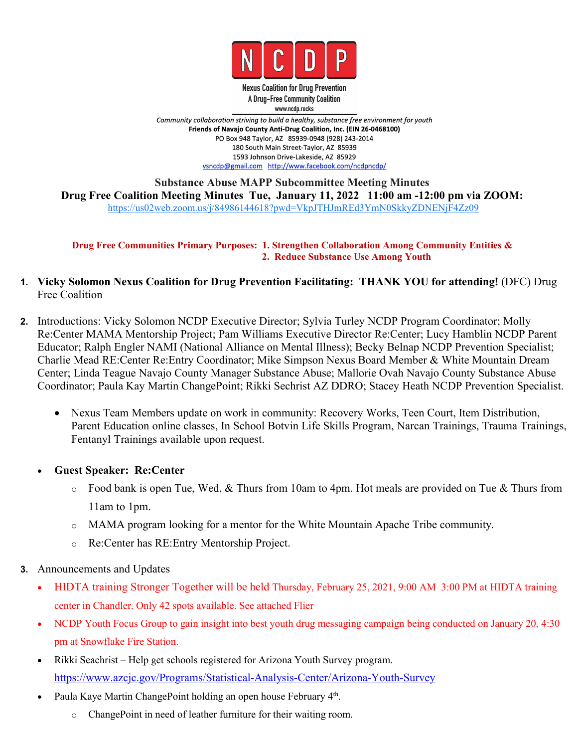**NCDP**

Nexus Coalition for Drug Prevention
A Drug-Free Community Coalition
www.ncdp.rocks

*Community collaboration striving to build a healthy, substance free environment for youth*
**Friends of Navajo County Anti-Drug Coalition, Inc. (EIN 26-0468100)**
PO Box 948 Taylor, AZ 85939-0948 (928) 243-2014
180 South Main Street-Taylor, AZ 85939
1593 Johnson Drive-Lakeside, AZ 85929
vsncdp@gmail.com http://www.facebook.com/ncdpncdp/

**Substance Abuse MAPP Subcommittee Meeting Minutes**
**Drug Free Coalition Meeting Minutes Tue, January 11, 2022 11:00 am -12:00 pm via ZOOM:**
https://us02web.zoom.us/j/84986144618?pwd=VkpJTHJmREd3YmN0SkkyZDNENjF4Zz09

**Drug Free Communities Primary Purposes: 1. Strengthen Collaboration Among Community Entities &**
**2. Reduce Substance Use Among Youth**

1. **Vicky Solomon Nexus Coalition for Drug Prevention Facilitating: THANK YOU for attending!** (DFC) Drug Free Coalition

2. Introductions: Vicky Solomon NCDP Executive Director; Sylvia Turley NCDP Program Coordinator; Molly Re:Center MAMA Mentorship Project; Pam Williams Executive Director Re:Center; Lucy Hamblin NCDP Parent Educator; Ralph Engler NAMI (National Alliance on Mental Illness); Becky Belnap NCDP Prevention Specialist; Charlie Mead RE:Center Re:Entry Coordinator; Mike Simpson Nexus Board Member & White Mountain Dream Center; Linda Teague Navajo County Manager Substance Abuse; Mallorie Ovah Navajo County Substance Abuse Coordinator; Paula Kay Martin ChangePoint; Rikki Sechrist AZ DDRO; Stacey Heath NCDP Prevention Specialist.

   - Nexus Team Members update on work in community: Recovery Works, Teen Court, Item Distribution, Parent Education online classes, In School Botvin Life Skills Program, Narcan Trainings, Trauma Trainings, Fentanyl Trainings available upon request.

   - **Guest Speaker: Re:Center**
     - Food bank is open Tue, Wed, & Thurs from 10am to 4pm. Hot meals are provided on Tue & Thurs from 11am to 1pm.
     - MAMA program looking for a mentor for the White Mountain Apache Tribe community.
     - Re:Center has RE:Entry Mentorship Project.

3. Announcements and Updates
   - HIDTA training Stronger Together will be held Thursday, February 25, 2021, 9:00 AM 3:00 PM at HIDTA training center in Chandler. Only 42 spots available. See attached Flier
   - NCDP Youth Focus Group to gain insight into best youth drug messaging campaign being conducted on January 20, 4:30 pm at Snowflake Fire Station.
   - Rikki Seachrist – Help get schools registered for Arizona Youth Survey program. https://www.azcjc.gov/Programs/Statistical-Analysis-Center/Arizona-Youth-Survey
   - Paula Kaye Martin ChangePoint holding an open house February 4th.
     - ChangePoint in need of leather furniture for their waiting room.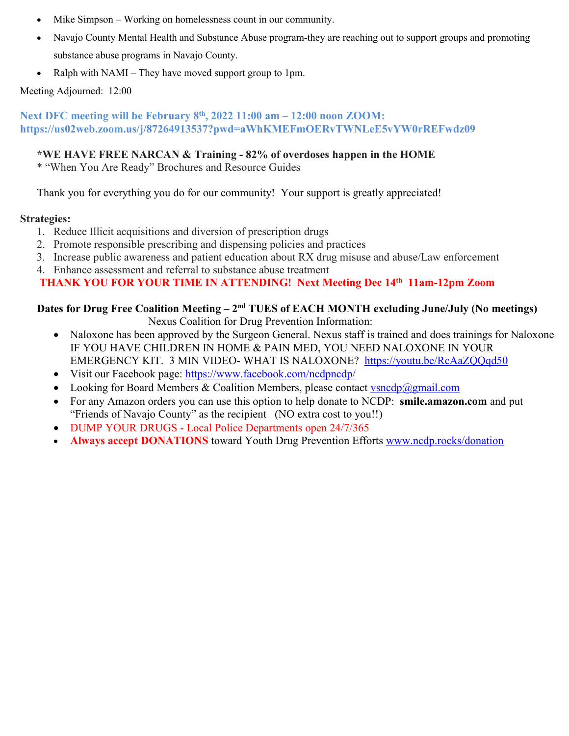- Mike Simpson – Working on homelessness count in our community.
- Navajo County Mental Health and Substance Abuse program-they are reaching out to support groups and promoting substance abuse programs in Navajo County.
- Ralph with NAMI – They have moved support group to 1pm.

Meeting Adjourned: 12:00

**Next DFC meeting will be February 8th, 2022 11:00 am – 12:00 noon ZOOM: https://us02web.zoom.us/j/87264913537?pwd=aWhKMEFmOERvTWNLeE5vYW0rREFwdz09**

**\*WE HAVE FREE NARCAN & Training - 82% of overdoses happen in the HOME**
\* "When You Are Ready" Brochures and Resource Guides

Thank you for everything you do for our community! Your support is greatly appreciated!

**Strategies:**

1. Reduce Illicit acquisitions and diversion of prescription drugs
2. Promote responsible prescribing and dispensing policies and practices
3. Increase public awareness and patient education about RX drug misuse and abuse/Law enforcement
4. Enhance assessment and referral to substance abuse treatment

**THANK YOU FOR YOUR TIME IN ATTENDING! Next Meeting Dec 14th 11am-12pm Zoom**

**Dates for Drug Free Coalition Meeting – 2nd TUES of EACH MONTH excluding June/July (No meetings)**

Nexus Coalition for Drug Prevention Information:

- Naloxone has been approved by the Surgeon General. Nexus staff is trained and does trainings for Naloxone IF YOU HAVE CHILDREN IN HOME & PAIN MED, YOU NEED NALOXONE IN YOUR EMERGENCY KIT. 3 MIN VIDEO- WHAT IS NALOXONE? https://youtu.be/RcAaZQQqd50
- Visit our Facebook page: https://www.facebook.com/ncdpncdp/
- Looking for Board Members & Coalition Members, please contact vsncdp@gmail.com
- For any Amazon orders you can use this option to help donate to NCDP: **smile.amazon.com** and put "Friends of Navajo County" as the recipient (NO extra cost to you!!)
- DUMP YOUR DRUGS - Local Police Departments open 24/7/365
- **Always accept DONATIONS** toward Youth Drug Prevention Efforts www.ncdp.rocks/donation